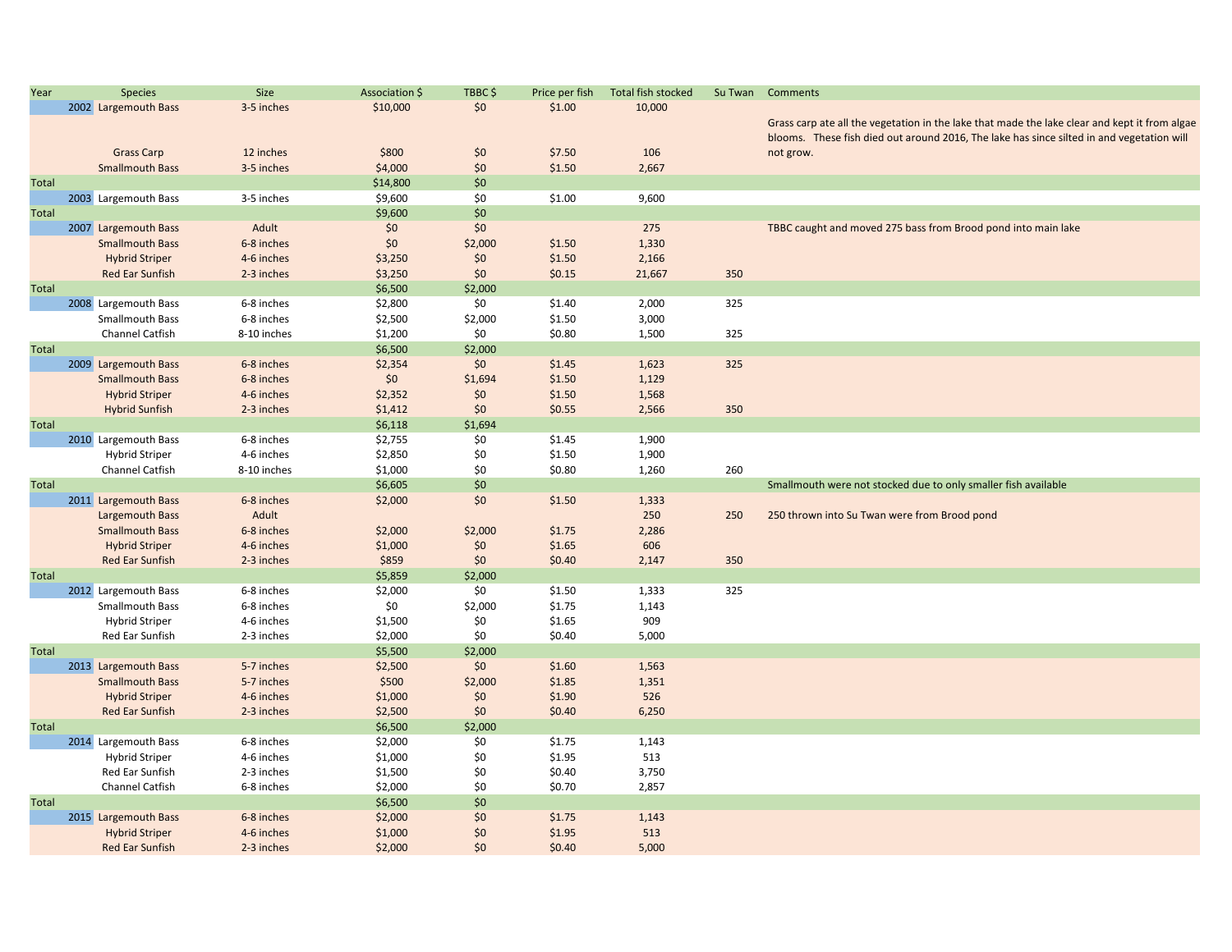| Year | Species | Size | Association $ | TBBC $ | Price per fish | Total fish stocked | Su Twan | Comments |
|---|---|---|---|---|---|---|---|---|
| 2002 | Largemouth Bass | 3-5 inches | $10,000 | $0 | $1.00 | 10,000 | | |
| | Grass Carp | 12 inches | $800 | $0 | $7.50 | 106 | | Grass carp ate all the vegetation in the lake that made the lake clear and kept it from algae blooms. These fish died out around 2016, The lake has since silted in and vegetation will not grow. |
| | Smallmouth Bass | 3-5 inches | $4,000 | $0 | $1.50 | 2,667 | | |
| Total | | | $14,800 | $0 | | | | |
| 2003 | Largemouth Bass | 3-5 inches | $9,600 | $0 | $1.00 | 9,600 | | |
| Total | | | $9,600 | $0 | | | | |
| 2007 | Largemouth Bass | Adult | $0 | $0 | | 275 | | TBBC caught and moved 275 bass from Brood pond into main lake |
| | Smallmouth Bass | 6-8 inches | $0 | $2,000 | $1.50 | 1,330 | | |
| | Hybrid Striper | 4-6 inches | $3,250 | $0 | $1.50 | 2,166 | | |
| | Red Ear Sunfish | 2-3 inches | $3,250 | $0 | $0.15 | 21,667 | 350 | |
| Total | | | $6,500 | $2,000 | | | | |
| 2008 | Largemouth Bass | 6-8 inches | $2,800 | $0 | $1.40 | 2,000 | 325 | |
| | Smallmouth Bass | 6-8 inches | $2,500 | $2,000 | $1.50 | 3,000 | | |
| | Channel Catfish | 8-10 inches | $1,200 | $0 | $0.80 | 1,500 | 325 | |
| Total | | | $6,500 | $2,000 | | | | |
| 2009 | Largemouth Bass | 6-8 inches | $2,354 | $0 | $1.45 | 1,623 | 325 | |
| | Smallmouth Bass | 6-8 inches | $0 | $1,694 | $1.50 | 1,129 | | |
| | Hybrid Striper | 4-6 inches | $2,352 | $0 | $1.50 | 1,568 | | |
| | Hybrid Sunfish | 2-3 inches | $1,412 | $0 | $0.55 | 2,566 | 350 | |
| Total | | | $6,118 | $1,694 | | | | |
| 2010 | Largemouth Bass | 6-8 inches | $2,755 | $0 | $1.45 | 1,900 | | |
| | Hybrid Striper | 4-6 inches | $2,850 | $0 | $1.50 | 1,900 | | |
| | Channel Catfish | 8-10 inches | $1,000 | $0 | $0.80 | 1,260 | 260 | |
| Total | | | $6,605 | $0 | | | | Smallmouth were not stocked due to only smaller fish available |
| 2011 | Largemouth Bass | 6-8 inches | $2,000 | $0 | $1.50 | 1,333 | | |
| | Largemouth Bass | Adult | | | | 250 | 250 | 250 thrown into Su Twan were from Brood pond |
| | Smallmouth Bass | 6-8 inches | $2,000 | $2,000 | $1.75 | 2,286 | | |
| | Hybrid Striper | 4-6 inches | $1,000 | $0 | $1.65 | 606 | | |
| | Red Ear Sunfish | 2-3 inches | $859 | $0 | $0.40 | 2,147 | 350 | |
| Total | | | $5,859 | $2,000 | | | | |
| 2012 | Largemouth Bass | 6-8 inches | $2,000 | $0 | $1.50 | 1,333 | 325 | |
| | Smallmouth Bass | 6-8 inches | $0 | $2,000 | $1.75 | 1,143 | | |
| | Hybrid Striper | 4-6 inches | $1,500 | $0 | $1.65 | 909 | | |
| | Red Ear Sunfish | 2-3 inches | $2,000 | $0 | $0.40 | 5,000 | | |
| Total | | | $5,500 | $2,000 | | | | |
| 2013 | Largemouth Bass | 5-7 inches | $2,500 | $0 | $1.60 | 1,563 | | |
| | Smallmouth Bass | 5-7 inches | $500 | $2,000 | $1.85 | 1,351 | | |
| | Hybrid Striper | 4-6 inches | $1,000 | $0 | $1.90 | 526 | | |
| | Red Ear Sunfish | 2-3 inches | $2,500 | $0 | $0.40 | 6,250 | | |
| Total | | | $6,500 | $2,000 | | | | |
| 2014 | Largemouth Bass | 6-8 inches | $2,000 | $0 | $1.75 | 1,143 | | |
| | Hybrid Striper | 4-6 inches | $1,000 | $0 | $1.95 | 513 | | |
| | Red Ear Sunfish | 2-3 inches | $1,500 | $0 | $0.40 | 3,750 | | |
| | Channel Catfish | 6-8 inches | $2,000 | $0 | $0.70 | 2,857 | | |
| Total | | | $6,500 | $0 | | | | |
| 2015 | Largemouth Bass | 6-8 inches | $2,000 | $0 | $1.75 | 1,143 | | |
| | Hybrid Striper | 4-6 inches | $1,000 | $0 | $1.95 | 513 | | |
| | Red Ear Sunfish | 2-3 inches | $2,000 | $0 | $0.40 | 5,000 | | |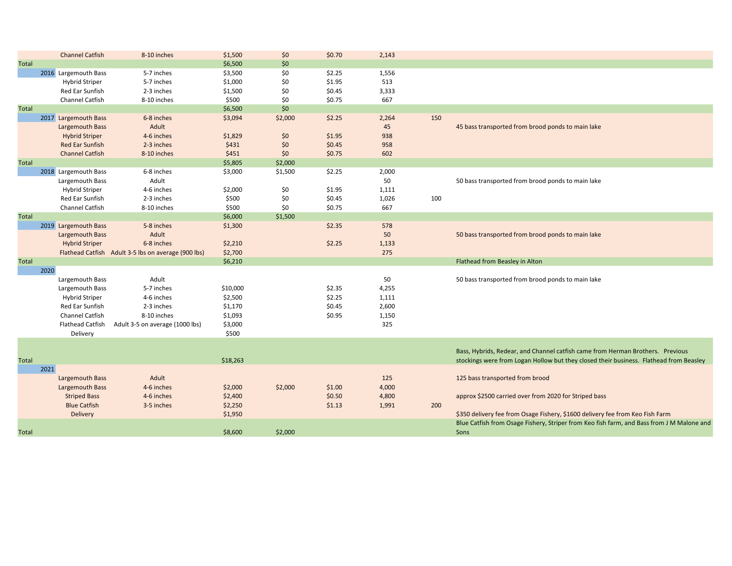| | | | | | | | | |
|---|---|---|---|---|---|---|---|---|
| | Channel Catfish | 8-10 inches | $1,500 | $0 | $0.70 | 2,143 | | |
| Total | | | $6,500 | $0 | | | | |
| 2016 | Largemouth Bass | 5-7 inches | $3,500 | $0 | $2.25 | 1,556 | | |
| | Hybrid Striper | 5-7 inches | $1,000 | $0 | $1.95 | 513 | | |
| | Red Ear Sunfish | 2-3 inches | $1,500 | $0 | $0.45 | 3,333 | | |
| | Channel Catfish | 8-10 inches | $500 | $0 | $0.75 | 667 | | |
| Total | | | $6,500 | $0 | | | | |
| 2017 | Largemouth Bass | 6-8 inches | $3,094 | $2,000 | $2.25 | 2,264 | 150 | |
| | Largemouth Bass | Adult | | | | 45 | | 45 bass transported from brood ponds to main lake |
| | Hybrid Striper | 4-6 inches | $1,829 | $0 | $1.95 | 938 | | |
| | Red Ear Sunfish | 2-3 inches | $431 | $0 | $0.45 | 958 | | |
| | Channel Catfish | 8-10 inches | $451 | $0 | $0.75 | 602 | | |
| Total | | | $5,805 | $2,000 | | | | |
| 2018 | Largemouth Bass | 6-8 inches | $3,000 | $1,500 | $2.25 | 2,000 | | |
| | Largemouth Bass | Adult | | | | 50 | | 50 bass transported from brood ponds to main lake |
| | Hybrid Striper | 4-6 inches | $2,000 | $0 | $1.95 | 1,111 | | |
| | Red Ear Sunfish | 2-3 inches | $500 | $0 | $0.45 | 1,026 | 100 | |
| | Channel Catfish | 8-10 inches | $500 | $0 | $0.75 | 667 | | |
| Total | | | $6,000 | $1,500 | | | | |
| 2019 | Largemouth Bass | 5-8 inches | $1,300 | | $2.35 | 578 | | |
| | Largemouth Bass | Adult | | | | 50 | | 50 bass transported from brood ponds to main lake |
| | Hybrid Striper | 6-8 inches | $2,210 | | $2.25 | 1,133 | | |
| | Flathead Catfish | Adult 3-5 lbs on average (900 lbs) | $2,700 | | | 275 | | |
| Total | | | $6,210 | | | | | Flathead from Beasley in Alton |
| 2020 | | | | | | | | |
| | Largemouth Bass | Adult | | | | 50 | | 50 bass transported from brood ponds to main lake |
| | Largemouth Bass | 5-7 inches | $10,000 | | $2.35 | 4,255 | | |
| | Hybrid Striper | 4-6 inches | $2,500 | | $2.25 | 1,111 | | |
| | Red Ear Sunfish | 2-3 inches | $1,170 | | $0.45 | 2,600 | | |
| | Channel Catfish | 8-10 inches | $1,093 | | $0.95 | 1,150 | | |
| | Flathead Catfish | Adult 3-5 on average (1000 lbs) | $3,000 | | | 325 | | |
| | Delivery | | $500 | | | | | |
| Total | | | $18,263 | | | | | Bass, Hybrids, Redear, and Channel catfish came from Herman Brothers. Previous stockings were from Logan Hollow but they closed their business. Flathead from Beasley |
| 2021 | | | | | | | | |
| | Largemouth Bass | Adult | | | | 125 | | 125 bass transported from brood |
| | Largemouth Bass | 4-6 inches | $2,000 | $2,000 | $1.00 | 4,000 | | |
| | Striped Bass | 4-6 inches | $2,400 | | $0.50 | 4,800 | | approx $2500 carried over from 2020 for Striped bass |
| | Blue Catfish | 3-5 inches | $2,250 | | $1.13 | 1,991 | 200 | |
| | Delivery | | $1,950 | | | | | $350 delivery fee from Osage Fishery, $1600 delivery fee from Keo Fish Farm |
| Total | | | $8,600 | $2,000 | | | | Blue Catfish from Osage Fishery, Striper from Keo fish farm, and Bass from J M Malone and Sons |